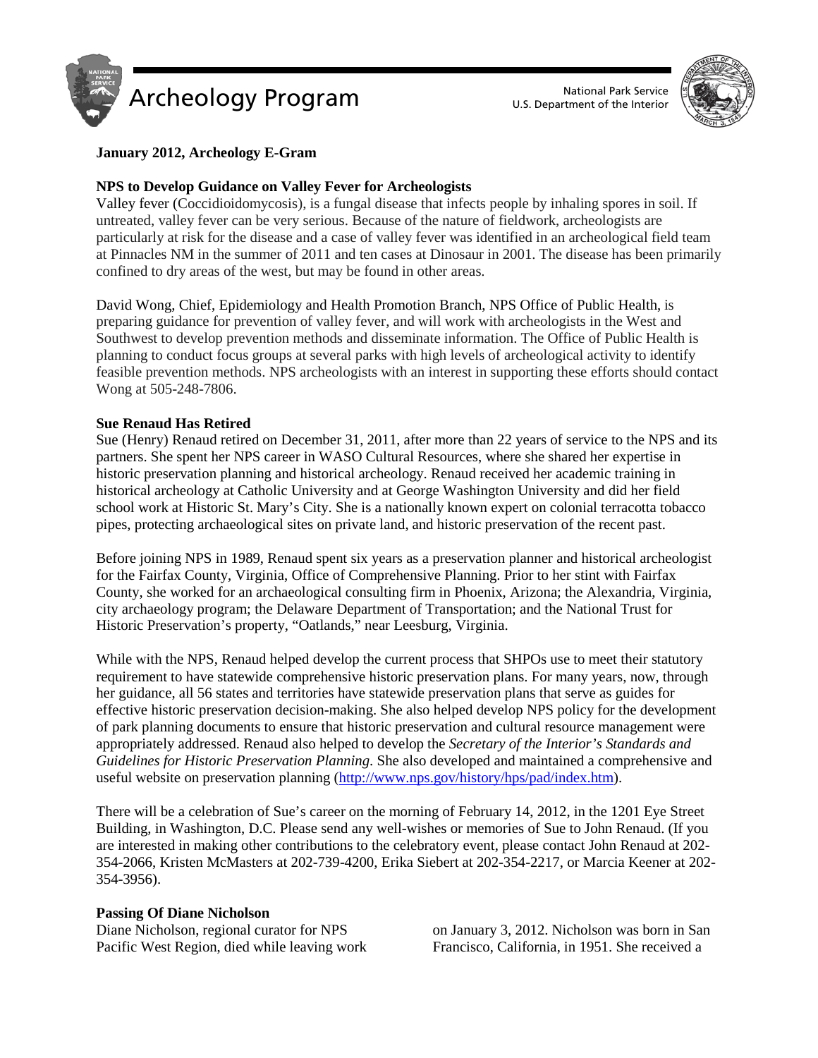# Archeology Program

National Park Service
U.S. Department of the Interior

**January 2012, Archeology E-Gram**

## NPS to Develop Guidance on Valley Fever for Archeologists

Valley fever (Coccidioidomycosis), is a fungal disease that infects people by inhaling spores in soil. If untreated, valley fever can be very serious. Because of the nature of fieldwork, archeologists are particularly at risk for the disease and a case of valley fever was identified in an archeological field team at Pinnacles NM in the summer of 2011 and ten cases at Dinosaur in 2001. The disease has been primarily confined to dry areas of the west, but may be found in other areas.

David Wong, Chief, Epidemiology and Health Promotion Branch, NPS Office of Public Health, is preparing guidance for prevention of valley fever, and will work with archeologists in the West and Southwest to develop prevention methods and disseminate information. The Office of Public Health is planning to conduct focus groups at several parks with high levels of archeological activity to identify feasible prevention methods. NPS archeologists with an interest in supporting these efforts should contact Wong at 505-248-7806.

## Sue Renaud Has Retired

Sue (Henry) Renaud retired on December 31, 2011, after more than 22 years of service to the NPS and its partners. She spent her NPS career in WASO Cultural Resources, where she shared her expertise in historic preservation planning and historical archeology. Renaud received her academic training in historical archeology at Catholic University and at George Washington University and did her field school work at Historic St. Mary's City. She is a nationally known expert on colonial terracotta tobacco pipes, protecting archaeological sites on private land, and historic preservation of the recent past.

Before joining NPS in 1989, Renaud spent six years as a preservation planner and historical archeologist for the Fairfax County, Virginia, Office of Comprehensive Planning. Prior to her stint with Fairfax County, she worked for an archaeological consulting firm in Phoenix, Arizona; the Alexandria, Virginia, city archaeology program; the Delaware Department of Transportation; and the National Trust for Historic Preservation's property, "Oatlands," near Leesburg, Virginia.

While with the NPS, Renaud helped develop the current process that SHPOs use to meet their statutory requirement to have statewide comprehensive historic preservation plans. For many years, now, through her guidance, all 56 states and territories have statewide preservation plans that serve as guides for effective historic preservation decision-making. She also helped develop NPS policy for the development of park planning documents to ensure that historic preservation and cultural resource management were appropriately addressed. Renaud also helped to develop the *Secretary of the Interior's Standards and Guidelines for Historic Preservation Planning*. She also developed and maintained a comprehensive and useful website on preservation planning (http://www.nps.gov/history/hps/pad/index.htm).

There will be a celebration of Sue's career on the morning of February 14, 2012, in the 1201 Eye Street Building, in Washington, D.C. Please send any well-wishes or memories of Sue to John Renaud. (If you are interested in making other contributions to the celebratory event, please contact John Renaud at 202-354-2066, Kristen McMasters at 202-739-4200, Erika Siebert at 202-354-2217, or Marcia Keener at 202-354-3956).

## Passing Of Diane Nicholson

Diane Nicholson, regional curator for NPS Pacific West Region, died while leaving work on January 3, 2012. Nicholson was born in San Francisco, California, in 1951. She received a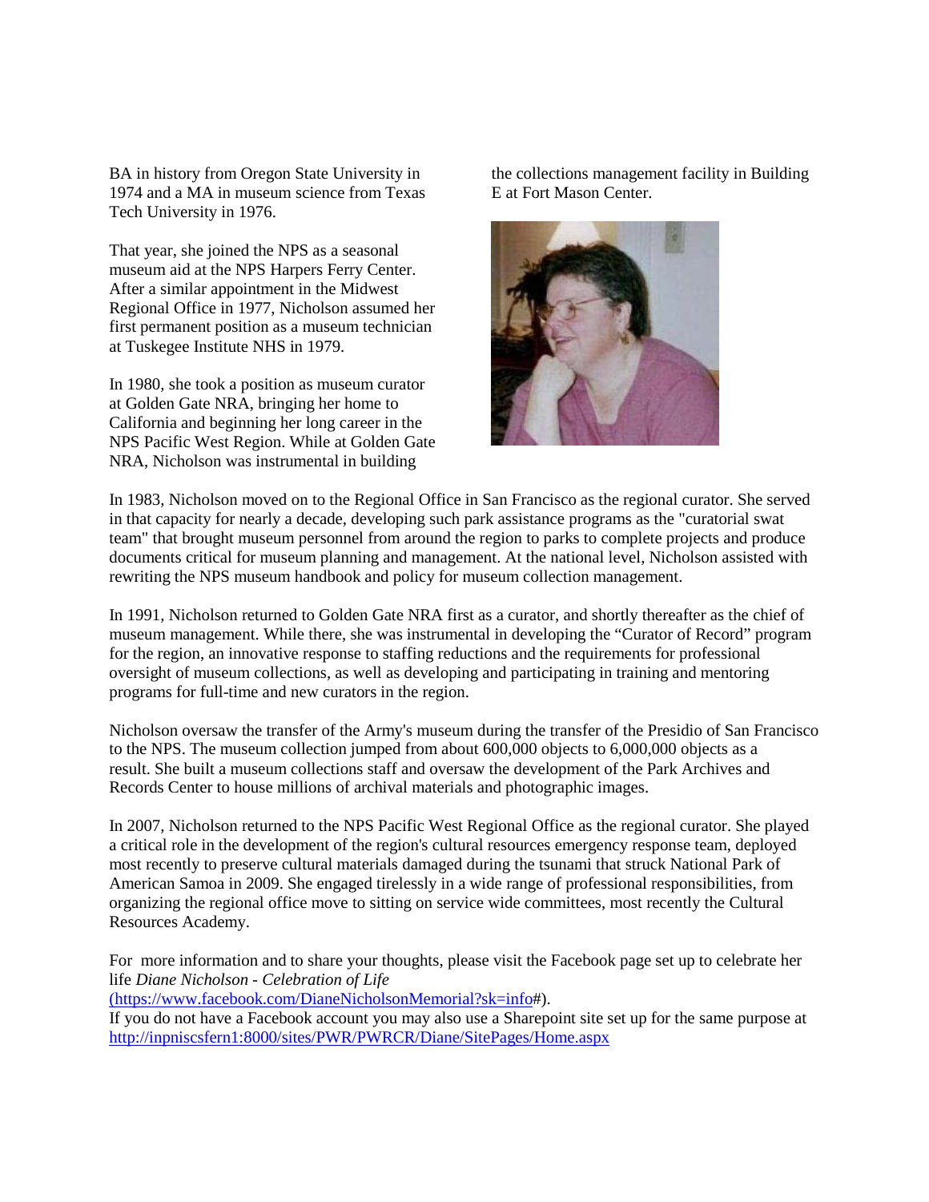BA in history from Oregon State University in 1974 and a MA in museum science from Texas Tech University in 1976.

That year, she joined the NPS as a seasonal museum aid at the NPS Harpers Ferry Center. After a similar appointment in the Midwest Regional Office in 1977, Nicholson assumed her first permanent position as a museum technician at Tuskegee Institute NHS in 1979.

In 1980, she took a position as museum curator at Golden Gate NRA, bringing her home to California and beginning her long career in the NPS Pacific West Region. While at Golden Gate NRA, Nicholson was instrumental in building the collections management facility in Building E at Fort Mason Center.

In 1983, Nicholson moved on to the Regional Office in San Francisco as the regional curator. She served in that capacity for nearly a decade, developing such park assistance programs as the "curatorial swat team" that brought museum personnel from around the region to parks to complete projects and produce documents critical for museum planning and management. At the national level, Nicholson assisted with rewriting the NPS museum handbook and policy for museum collection management.

In 1991, Nicholson returned to Golden Gate NRA first as a curator, and shortly thereafter as the chief of museum management. While there, she was instrumental in developing the "Curator of Record" program for the region, an innovative response to staffing reductions and the requirements for professional oversight of museum collections, as well as developing and participating in training and mentoring programs for full-time and new curators in the region.

Nicholson oversaw the transfer of the Army's museum during the transfer of the Presidio of San Francisco to the NPS. The museum collection jumped from about 600,000 objects to 6,000,000 objects as a result. She built a museum collections staff and oversaw the development of the Park Archives and Records Center to house millions of archival materials and photographic images.

In 2007, Nicholson returned to the NPS Pacific West Regional Office as the regional curator. She played a critical role in the development of the region's cultural resources emergency response team, deployed most recently to preserve cultural materials damaged during the tsunami that struck National Park of American Samoa in 2009. She engaged tirelessly in a wide range of professional responsibilities, from organizing the regional office move to sitting on service wide committees, most recently the Cultural Resources Academy.

For more information and to share your thoughts, please visit the Facebook page set up to celebrate her life *Diane Nicholson - Celebration of Life* (https://www.facebook.com/DianeNicholsonMemorial?sk=info#).
If you do not have a Facebook account you may also use a Sharepoint site set up for the same purpose at http://inpniscsfern1:8000/sites/PWR/PWRCR/Diane/SitePages/Home.aspx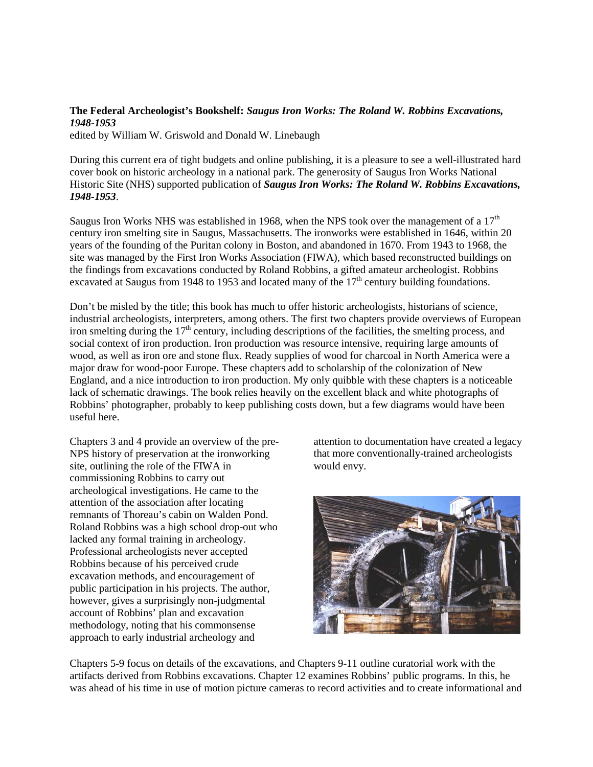**The Federal Archeologist's Bookshelf:** ***Saugus Iron Works: The Roland W. Robbins Excavations, 1948-1953***
edited by William W. Griswold and Donald W. Linebaugh

During this current era of tight budgets and online publishing, it is a pleasure to see a well-illustrated hard cover book on historic archeology in a national park. The generosity of Saugus Iron Works National Historic Site (NHS) supported publication of ***Saugus Iron Works: The Roland W. Robbins Excavations, 1948-1953***.

Saugus Iron Works NHS was established in 1968, when the NPS took over the management of a 17th century iron smelting site in Saugus, Massachusetts. The ironworks were established in 1646, within 20 years of the founding of the Puritan colony in Boston, and abandoned in 1670. From 1943 to 1968, the site was managed by the First Iron Works Association (FIWA), which based reconstructed buildings on the findings from excavations conducted by Roland Robbins, a gifted amateur archeologist. Robbins excavated at Saugus from 1948 to 1953 and located many of the 17th century building foundations.

Don't be misled by the title; this book has much to offer historic archeologists, historians of science, industrial archeologists, interpreters, among others. The first two chapters provide overviews of European iron smelting during the 17th century, including descriptions of the facilities, the smelting process, and social context of iron production. Iron production was resource intensive, requiring large amounts of wood, as well as iron ore and stone flux. Ready supplies of wood for charcoal in North America were a major draw for wood-poor Europe. These chapters add to scholarship of the colonization of New England, and a nice introduction to iron production. My only quibble with these chapters is a noticeable lack of schematic drawings. The book relies heavily on the excellent black and white photographs of Robbins' photographer, probably to keep publishing costs down, but a few diagrams would have been useful here.

Chapters 3 and 4 provide an overview of the pre-NPS history of preservation at the ironworking site, outlining the role of the FIWA in commissioning Robbins to carry out archeological investigations. He came to the attention of the association after locating remnants of Thoreau's cabin on Walden Pond. Roland Robbins was a high school drop-out who lacked any formal training in archeology. Professional archeologists never accepted Robbins because of his perceived crude excavation methods, and encouragement of public participation in his projects. The author, however, gives a surprisingly non-judgmental account of Robbins' plan and excavation methodology, noting that his commonsense approach to early industrial archeology and attention to documentation have created a legacy that more conventionally-trained archeologists would envy.

Chapters 5-9 focus on details of the excavations, and Chapters 9-11 outline curatorial work with the artifacts derived from Robbins excavations. Chapter 12 examines Robbins' public programs. In this, he was ahead of his time in use of motion picture cameras to record activities and to create informational and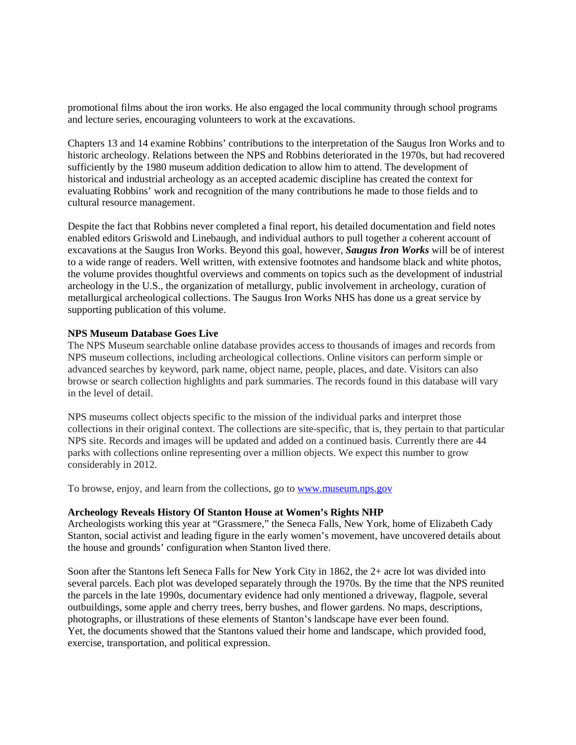promotional films about the iron works. He also engaged the local community through school programs and lecture series, encouraging volunteers to work at the excavations.

Chapters 13 and 14 examine Robbins' contributions to the interpretation of the Saugus Iron Works and to historic archeology. Relations between the NPS and Robbins deteriorated in the 1970s, but had recovered sufficiently by the 1980 museum addition dedication to allow him to attend. The development of historical and industrial archeology as an accepted academic discipline has created the context for evaluating Robbins' work and recognition of the many contributions he made to those fields and to cultural resource management.

Despite the fact that Robbins never completed a final report, his detailed documentation and field notes enabled editors Griswold and Linebaugh, and individual authors to pull together a coherent account of excavations at the Saugus Iron Works. Beyond this goal, however, ***Saugus Iron Works*** will be of interest to a wide range of readers. Well written, with extensive footnotes and handsome black and white photos, the volume provides thoughtful overviews and comments on topics such as the development of industrial archeology in the U.S., the organization of metallurgy, public involvement in archeology, curation of metallurgical archeological collections. The Saugus Iron Works NHS has done us a great service by supporting publication of this volume.

**NPS Museum Database Goes Live**

The NPS Museum searchable online database provides access to thousands of images and records from NPS museum collections, including archeological collections. Online visitors can perform simple or advanced searches by keyword, park name, object name, people, places, and date. Visitors can also browse or search collection highlights and park summaries. The records found in this database will vary in the level of detail.

NPS museums collect objects specific to the mission of the individual parks and interpret those collections in their original context. The collections are site-specific, that is, they pertain to that particular NPS site. Records and images will be updated and added on a continued basis. Currently there are 44 parks with collections online representing over a million objects. We expect this number to grow considerably in 2012.

To browse, enjoy, and learn from the collections, go to [www.museum.nps.gov](http://www.museum.nps.gov)

**Archeology Reveals History Of Stanton House at Women's Rights NHP**

Archeologists working this year at "Grassmere," the Seneca Falls, New York, home of Elizabeth Cady Stanton, social activist and leading figure in the early women's movement, have uncovered details about the house and grounds' configuration when Stanton lived there.

Soon after the Stantons left Seneca Falls for New York City in 1862, the 2+ acre lot was divided into several parcels. Each plot was developed separately through the 1970s. By the time that the NPS reunited the parcels in the late 1990s, documentary evidence had only mentioned a driveway, flagpole, several outbuildings, some apple and cherry trees, berry bushes, and flower gardens. No maps, descriptions, photographs, or illustrations of these elements of Stanton's landscape have ever been found. Yet, the documents showed that the Stantons valued their home and landscape, which provided food, exercise, transportation, and political expression.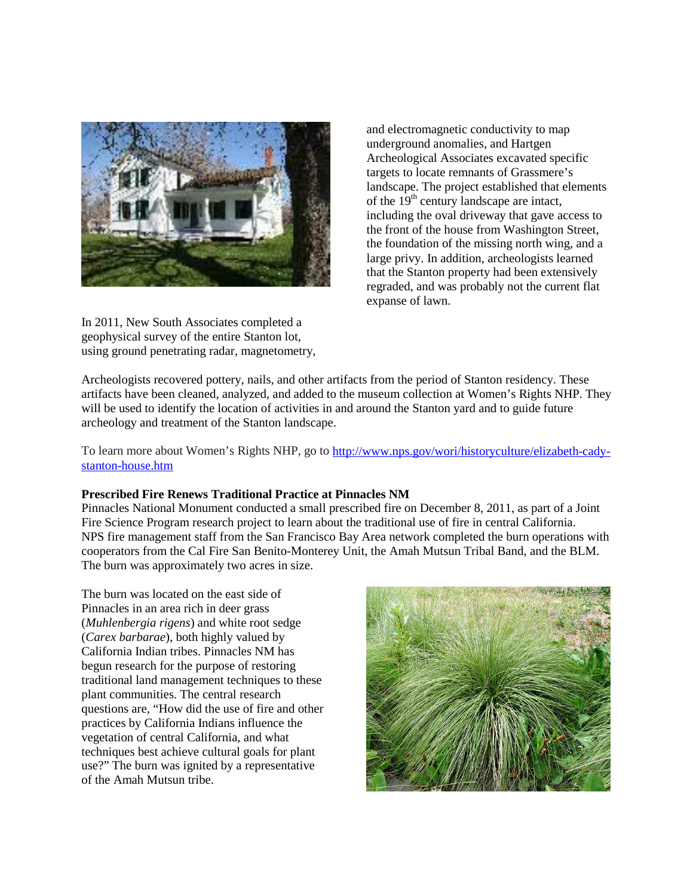In 2011, New South Associates completed a geophysical survey of the entire Stanton lot, using ground penetrating radar, magnetometry, and electromagnetic conductivity to map underground anomalies, and Hartgen Archeological Associates excavated specific targets to locate remnants of Grassmere's landscape. The project established that elements of the 19th century landscape are intact, including the oval driveway that gave access to the front of the house from Washington Street, the foundation of the missing north wing, and a large privy. In addition, archeologists learned that the Stanton property had been extensively regraded, and was probably not the current flat expanse of lawn.

Archeologists recovered pottery, nails, and other artifacts from the period of Stanton residency. These artifacts have been cleaned, analyzed, and added to the museum collection at Women's Rights NHP. They will be used to identify the location of activities in and around the Stanton yard and to guide future archeology and treatment of the Stanton landscape.

To learn more about Women's Rights NHP, go to http://www.nps.gov/wori/historyculture/elizabeth-cady-stanton-house.htm

**Prescribed Fire Renews Traditional Practice at Pinnacles NM**

Pinnacles National Monument conducted a small prescribed fire on December 8, 2011, as part of a Joint Fire Science Program research project to learn about the traditional use of fire in central California. NPS fire management staff from the San Francisco Bay Area network completed the burn operations with cooperators from the Cal Fire San Benito-Monterey Unit, the Amah Mutsun Tribal Band, and the BLM. The burn was approximately two acres in size.

The burn was located on the east side of Pinnacles in an area rich in deer grass (*Muhlenbergia rigens*) and white root sedge (*Carex barbarae*), both highly valued by California Indian tribes. Pinnacles NM has begun research for the purpose of restoring traditional land management techniques to these plant communities. The central research questions are, "How did the use of fire and other practices by California Indians influence the vegetation of central California, and what techniques best achieve cultural goals for plant use?" The burn was ignited by a representative of the Amah Mutsun tribe.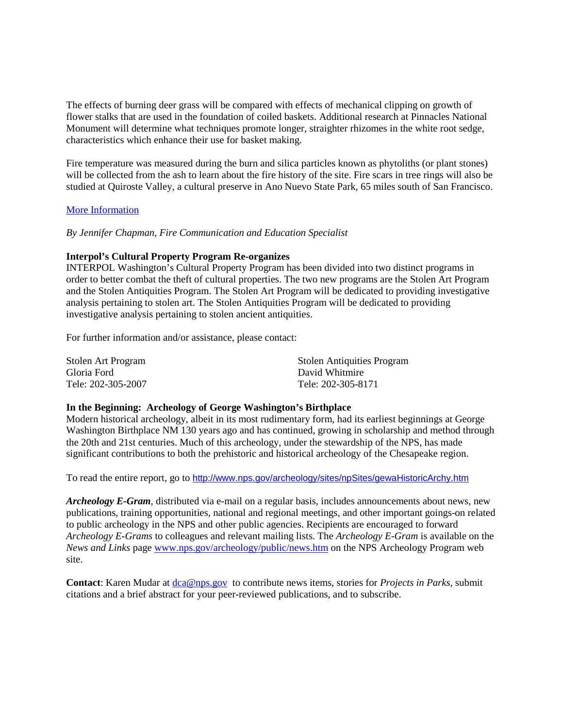The effects of burning deer grass will be compared with effects of mechanical clipping on growth of flower stalks that are used in the foundation of coiled baskets. Additional research at Pinnacles National Monument will determine what techniques promote longer, straighter rhizomes in the white root sedge, characteristics which enhance their use for basket making.

Fire temperature was measured during the burn and silica particles known as phytoliths (or plant stones) will be collected from the ash to learn about the fire history of the site. Fire scars in tree rings will also be studied at Quiroste Valley, a cultural preserve in Ano Nuevo State Park, 65 miles south of San Francisco.

More Information

*By Jennifer Chapman, Fire Communication and Education Specialist*

**Interpol's Cultural Property Program Re-organizes**

INTERPOL Washington's Cultural Property Program has been divided into two distinct programs in order to better combat the theft of cultural properties. The two new programs are the Stolen Art Program and the Stolen Antiquities Program. The Stolen Art Program will be dedicated to providing investigative analysis pertaining to stolen art. The Stolen Antiquities Program will be dedicated to providing investigative analysis pertaining to stolen ancient antiquities.

For further information and/or assistance, please contact:

Stolen Art Program
Gloria Ford
Tele: 202-305-2007

Stolen Antiquities Program
David Whitmire
Tele: 202-305-8171

**In the Beginning: Archeology of George Washington's Birthplace**

Modern historical archeology, albeit in its most rudimentary form, had its earliest beginnings at George Washington Birthplace NM 130 years ago and has continued, growing in scholarship and method through the 20th and 21st centuries. Much of this archeology, under the stewardship of the NPS, has made significant contributions to both the prehistoric and historical archeology of the Chesapeake region.

To read the entire report, go to http://www.nps.gov/archeology/sites/npSites/gewaHistoricArchy.htm

***Archeology E-Gram***, distributed via e-mail on a regular basis, includes announcements about news, new publications, training opportunities, national and regional meetings, and other important goings-on related to public archeology in the NPS and other public agencies. Recipients are encouraged to forward *Archeology E-Grams* to colleagues and relevant mailing lists. The *Archeology E-Gram* is available on the *News and Links* page www.nps.gov/archeology/public/news.htm on the NPS Archeology Program web site.

**Contact**: Karen Mudar at dca@nps.gov to contribute news items, stories for *Projects in Parks*, submit citations and a brief abstract for your peer-reviewed publications, and to subscribe.